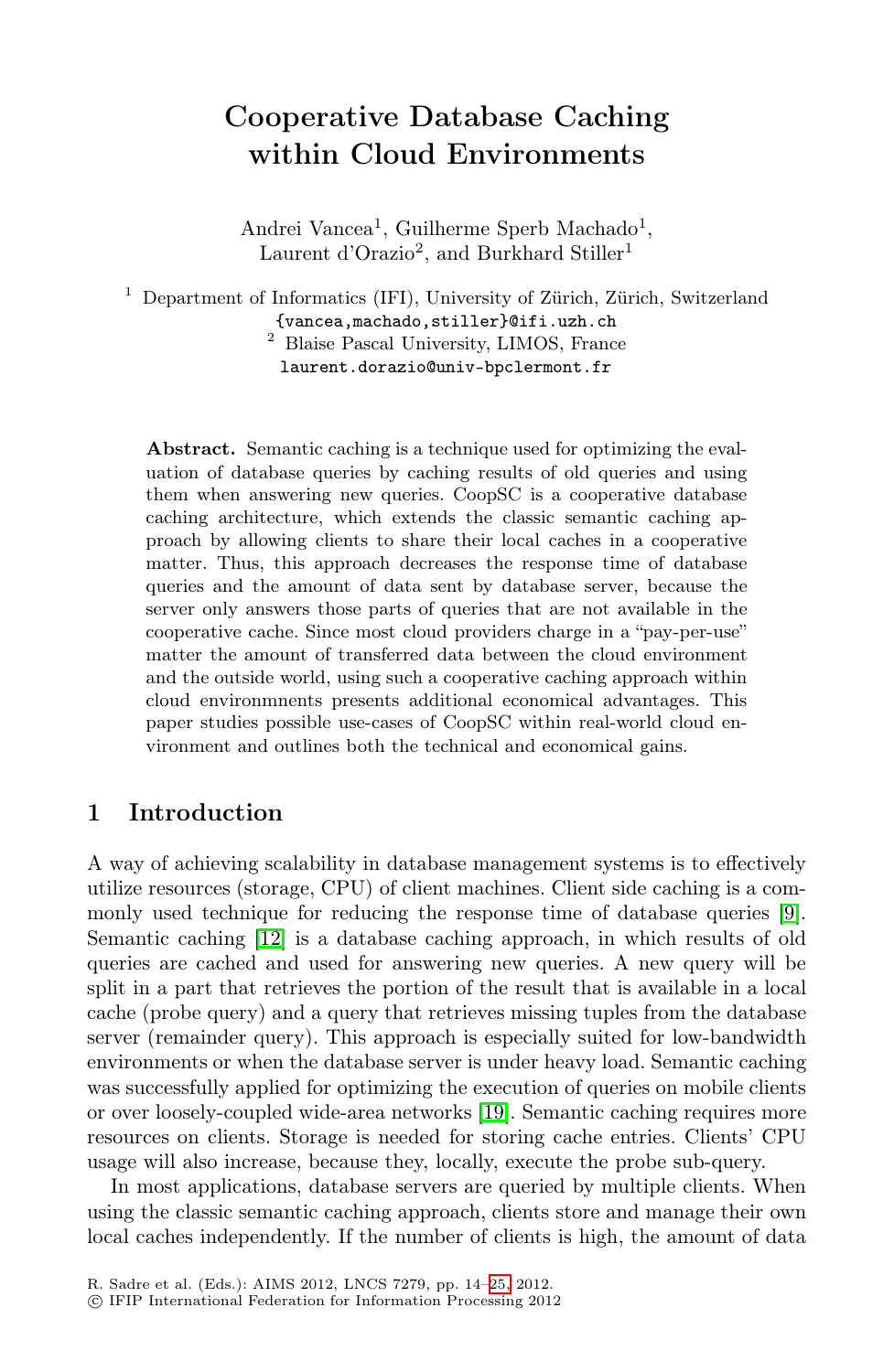# Cooperative Database Caching within Cloud Environments

Andrei Vancea[1], Guilherme Sperb Machado[1], Laurent d'Orazio[2], and Burkhard Stiller[1]

[1] Department of Informatics (IFI), University of Zürich, Zürich, Switzerland
{vancea,machado,stiller}@ifi.uzh.ch

[2] Blaise Pascal University, LIMOS, France
laurent.dorazio@univ-bpclermont.fr

**Abstract.** Semantic caching is a technique used for optimizing the evaluation of database queries by caching results of old queries and using them when answering new queries. CoopSC is a cooperative database caching architecture, which extends the classic semantic caching approach by allowing clients to share their local caches in a cooperative matter. Thus, this approach decreases the response time of database queries and the amount of data sent by database server, because the server only answers those parts of queries that are not available in the cooperative cache. Since most cloud providers charge in a "pay-per-use" matter the amount of transferred data between the cloud environment and the outside world, using such a cooperative caching approach within cloud environmnents presents additional economical advantages. This paper studies possible use-cases of CoopSC within real-world cloud environment and outlines both the technical and economical gains.

## 1 Introduction

A way of achieving scalability in database management systems is to effectively utilize resources (storage, CPU) of client machines. Client side caching is a commonly used technique for reducing the response time of database queries [9]. Semantic caching [12] is a database caching approach, in which results of old queries are cached and used for answering new queries. A new query will be split in a part that retrieves the portion of the result that is available in a local cache (probe query) and a query that retrieves missing tuples from the database server (remainder query). This approach is especially suited for low-bandwidth environments or when the database server is under heavy load. Semantic caching was successfully applied for optimizing the execution of queries on mobile clients or over loosely-coupled wide-area networks [19]. Semantic caching requires more resources on clients. Storage is needed for storing cache entries. Clients' CPU usage will also increase, because they, locally, execute the probe sub-query.

In most applications, database servers are queried by multiple clients. When using the classic semantic caching approach, clients store and manage their own local caches independently. If the number of clients is high, the amount of data

R. Sadre et al. (Eds.): AIMS 2012, LNCS 7279, pp. 14–25, 2012.
© IFIP International Federation for Information Processing 2012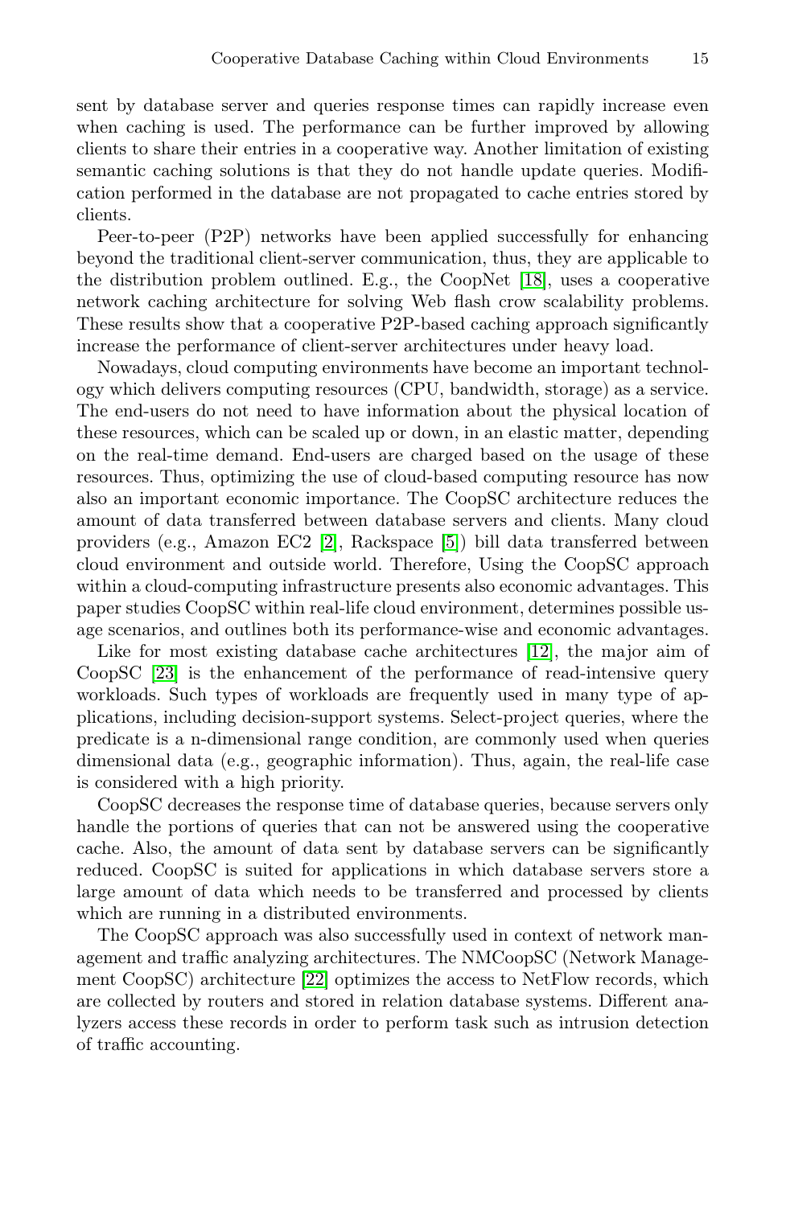sent by database server and queries response times can rapidly increase even when caching is used. The performance can be further improved by allowing clients to share their entries in a cooperative way. Another limitation of existing semantic caching solutions is that they do not handle update queries. Modification performed in the database are not propagated to cache entries stored by clients.

Peer-to-peer (P2P) networks have been applied successfully for enhancing beyond the traditional client-server communication, thus, they are applicable to the distribution problem outlined. E.g., the CoopNet [18], uses a cooperative network caching architecture for solving Web flash crow scalability problems. These results show that a cooperative P2P-based caching approach significantly increase the performance of client-server architectures under heavy load.

Nowadays, cloud computing environments have become an important technology which delivers computing resources (CPU, bandwidth, storage) as a service. The end-users do not need to have information about the physical location of these resources, which can be scaled up or down, in an elastic matter, depending on the real-time demand. End-users are charged based on the usage of these resources. Thus, optimizing the use of cloud-based computing resource has now also an important economic importance. The CoopSC architecture reduces the amount of data transferred between database servers and clients. Many cloud providers (e.g., Amazon EC2 [2], Rackspace [5]) bill data transferred between cloud environment and outside world. Therefore, Using the CoopSC approach within a cloud-computing infrastructure presents also economic advantages. This paper studies CoopSC within real-life cloud environment, determines possible usage scenarios, and outlines both its performance-wise and economic advantages.

Like for most existing database cache architectures [12], the major aim of CoopSC [23] is the enhancement of the performance of read-intensive query workloads. Such types of workloads are frequently used in many type of applications, including decision-support systems. Select-project queries, where the predicate is a n-dimensional range condition, are commonly used when queries dimensional data (e.g., geographic information). Thus, again, the real-life case is considered with a high priority.

CoopSC decreases the response time of database queries, because servers only handle the portions of queries that can not be answered using the cooperative cache. Also, the amount of data sent by database servers can be significantly reduced. CoopSC is suited for applications in which database servers store a large amount of data which needs to be transferred and processed by clients which are running in a distributed environments.

The CoopSC approach was also successfully used in context of network management and traffic analyzing architectures. The NMCoopSC (Network Management CoopSC) architecture [22] optimizes the access to NetFlow records, which are collected by routers and stored in relation database systems. Different analyzers access these records in order to perform task such as intrusion detection of traffic accounting.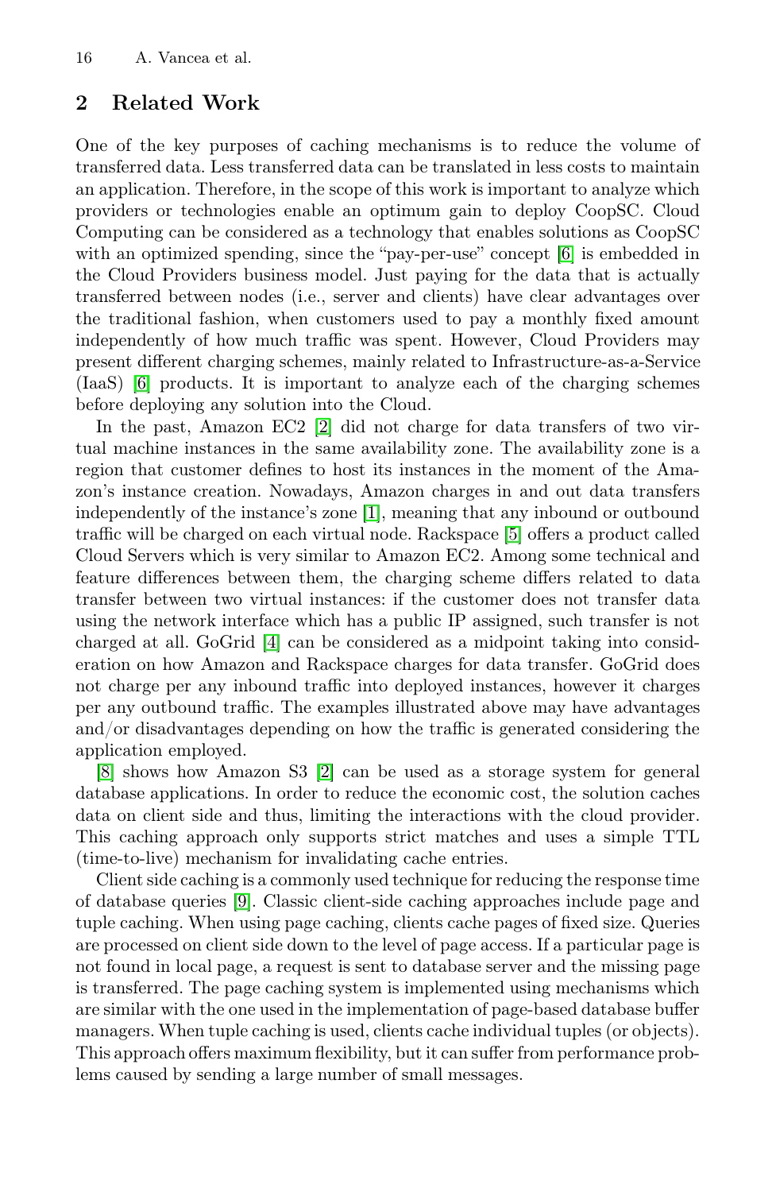## 2 Related Work

One of the key purposes of caching mechanisms is to reduce the volume of transferred data. Less transferred data can be translated in less costs to maintain an application. Therefore, in the scope of this work is important to analyze which providers or technologies enable an optimum gain to deploy CoopSC. Cloud Computing can be considered as a technology that enables solutions as CoopSC with an optimized spending, since the "pay-per-use" concept [6] is embedded in the Cloud Providers business model. Just paying for the data that is actually transferred between nodes (i.e., server and clients) have clear advantages over the traditional fashion, when customers used to pay a monthly fixed amount independently of how much traffic was spent. However, Cloud Providers may present different charging schemes, mainly related to Infrastructure-as-a-Service (IaaS) [6] products. It is important to analyze each of the charging schemes before deploying any solution into the Cloud.

In the past, Amazon EC2 [2] did not charge for data transfers of two virtual machine instances in the same availability zone. The availability zone is a region that customer defines to host its instances in the moment of the Amazon's instance creation. Nowadays, Amazon charges in and out data transfers independently of the instance's zone [1], meaning that any inbound or outbound traffic will be charged on each virtual node. Rackspace [5] offers a product called Cloud Servers which is very similar to Amazon EC2. Among some technical and feature differences between them, the charging scheme differs related to data transfer between two virtual instances: if the customer does not transfer data using the network interface which has a public IP assigned, such transfer is not charged at all. GoGrid [4] can be considered as a midpoint taking into consideration on how Amazon and Rackspace charges for data transfer. GoGrid does not charge per any inbound traffic into deployed instances, however it charges per any outbound traffic. The examples illustrated above may have advantages and/or disadvantages depending on how the traffic is generated considering the application employed.

[8] shows how Amazon S3 [2] can be used as a storage system for general database applications. In order to reduce the economic cost, the solution caches data on client side and thus, limiting the interactions with the cloud provider. This caching approach only supports strict matches and uses a simple TTL (time-to-live) mechanism for invalidating cache entries.

Client side caching is a commonly used technique for reducing the response time of database queries [9]. Classic client-side caching approaches include page and tuple caching. When using page caching, clients cache pages of fixed size. Queries are processed on client side down to the level of page access. If a particular page is not found in local page, a request is sent to database server and the missing page is transferred. The page caching system is implemented using mechanisms which are similar with the one used in the implementation of page-based database buffer managers. When tuple caching is used, clients cache individual tuples (or objects). This approach offers maximum flexibility, but it can suffer from performance problems caused by sending a large number of small messages.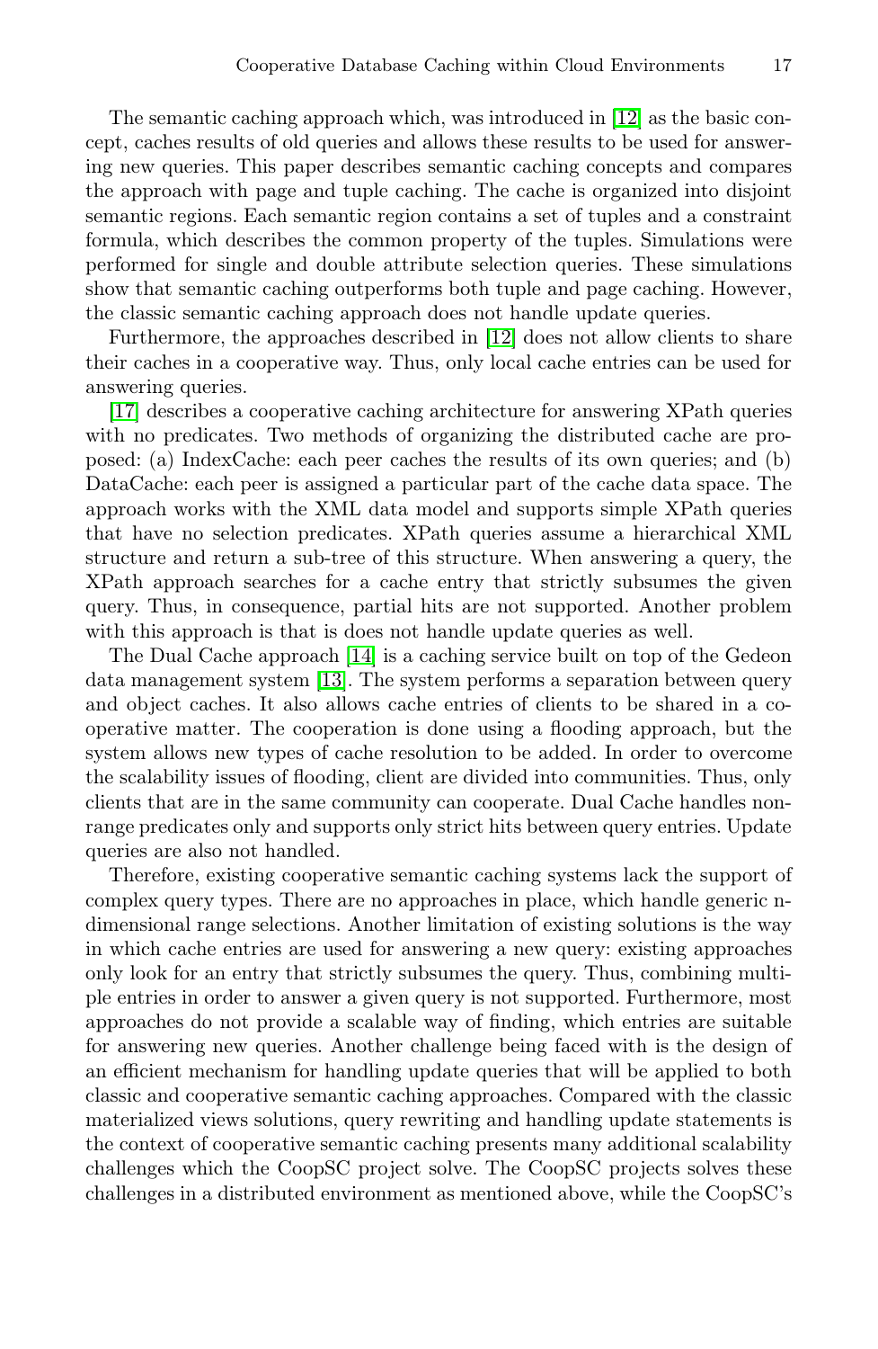The semantic caching approach which, was introduced in [12] as the basic concept, caches results of old queries and allows these results to be used for answering new queries. This paper describes semantic caching concepts and compares the approach with page and tuple caching. The cache is organized into disjoint semantic regions. Each semantic region contains a set of tuples and a constraint formula, which describes the common property of the tuples. Simulations were performed for single and double attribute selection queries. These simulations show that semantic caching outperforms both tuple and page caching. However, the classic semantic caching approach does not handle update queries.

Furthermore, the approaches described in [12] does not allow clients to share their caches in a cooperative way. Thus, only local cache entries can be used for answering queries.

[17] describes a cooperative caching architecture for answering XPath queries with no predicates. Two methods of organizing the distributed cache are proposed: (a) IndexCache: each peer caches the results of its own queries; and (b) DataCache: each peer is assigned a particular part of the cache data space. The approach works with the XML data model and supports simple XPath queries that have no selection predicates. XPath queries assume a hierarchical XML structure and return a sub-tree of this structure. When answering a query, the XPath approach searches for a cache entry that strictly subsumes the given query. Thus, in consequence, partial hits are not supported. Another problem with this approach is that is does not handle update queries as well.

The Dual Cache approach [14] is a caching service built on top of the Gedeon data management system [13]. The system performs a separation between query and object caches. It also allows cache entries of clients to be shared in a cooperative matter. The cooperation is done using a flooding approach, but the system allows new types of cache resolution to be added. In order to overcome the scalability issues of flooding, client are divided into communities. Thus, only clients that are in the same community can cooperate. Dual Cache handles non-range predicates only and supports only strict hits between query entries. Update queries are also not handled.

Therefore, existing cooperative semantic caching systems lack the support of complex query types. There are no approaches in place, which handle generic n-dimensional range selections. Another limitation of existing solutions is the way in which cache entries are used for answering a new query: existing approaches only look for an entry that strictly subsumes the query. Thus, combining multiple entries in order to answer a given query is not supported. Furthermore, most approaches do not provide a scalable way of finding, which entries are suitable for answering new queries. Another challenge being faced with is the design of an efficient mechanism for handling update queries that will be applied to both classic and cooperative semantic caching approaches. Compared with the classic materialized views solutions, query rewriting and handling update statements is the context of cooperative semantic caching presents many additional scalability challenges which the CoopSC project solve. The CoopSC projects solves these challenges in a distributed environment as mentioned above, while the CoopSC's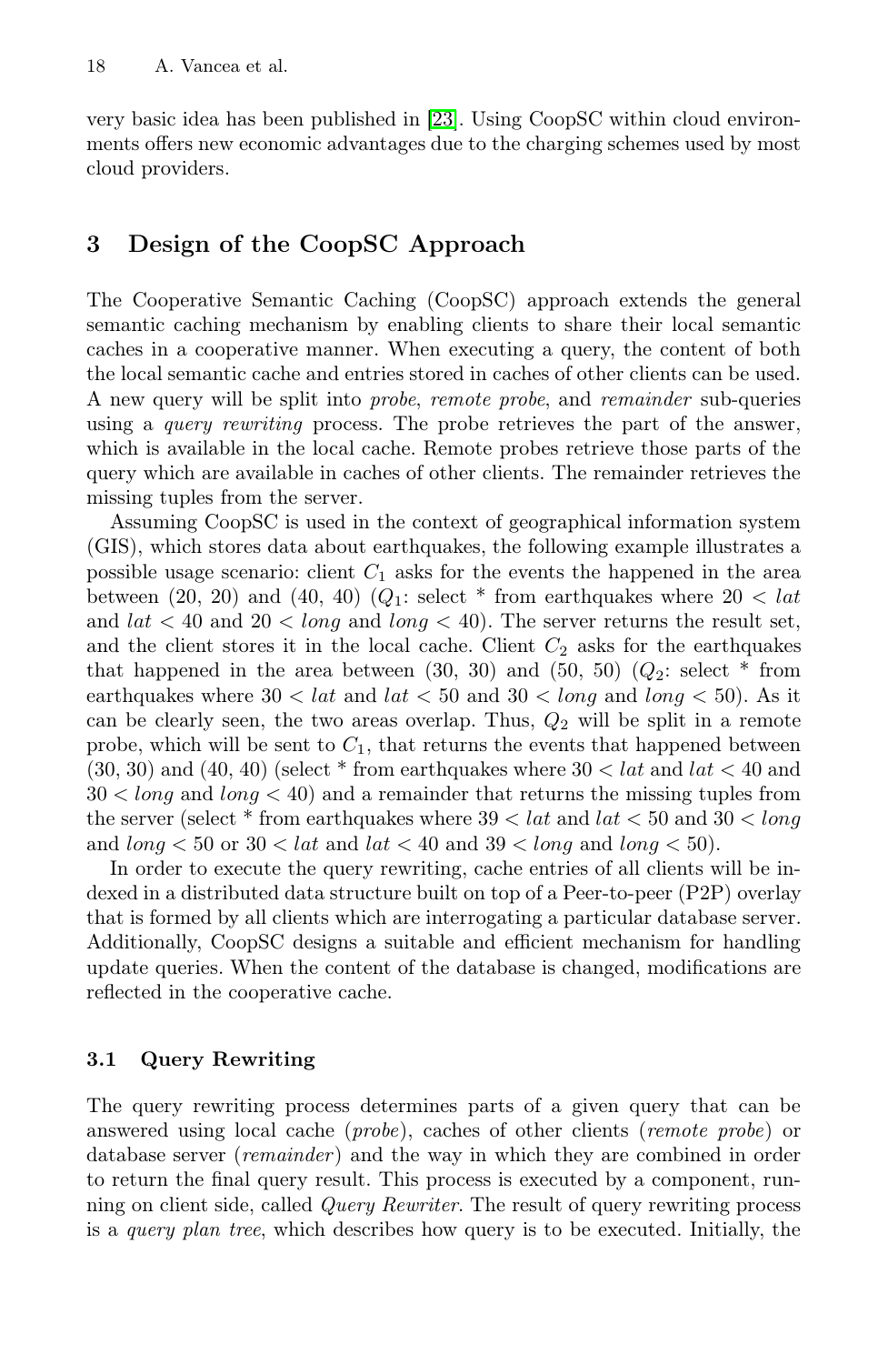very basic idea has been published in [23]. Using CoopSC within cloud environments offers new economic advantages due to the charging schemes used by most cloud providers.

## 3 Design of the CoopSC Approach

The Cooperative Semantic Caching (CoopSC) approach extends the general semantic caching mechanism by enabling clients to share their local semantic caches in a cooperative manner. When executing a query, the content of both the local semantic cache and entries stored in caches of other clients can be used. A new query will be split into *probe*, *remote probe*, and *remainder* sub-queries using a *query rewriting* process. The probe retrieves the part of the answer, which is available in the local cache. Remote probes retrieve those parts of the query which are available in caches of other clients. The remainder retrieves the missing tuples from the server.

Assuming CoopSC is used in the context of geographical information system (GIS), which stores data about earthquakes, the following example illustrates a possible usage scenario: client $C_1$ asks for the events the happened in the area between (20, 20) and (40, 40) ($Q_1$: select * from earthquakes where $20 < lat$ and $lat < 40$ and $20 < long$ and $long < 40$). The server returns the result set, and the client stores it in the local cache. Client $C_2$ asks for the earthquakes that happened in the area between (30, 30) and (50, 50) ($Q_2$: select * from earthquakes where $30 < lat$ and $lat < 50$ and $30 < long$ and $long < 50$). As it can be clearly seen, the two areas overlap. Thus, $Q_2$ will be split in a remote probe, which will be sent to $C_1$, that returns the events that happened between (30, 30) and (40, 40) (select * from earthquakes where $30 < lat$ and $lat < 40$ and $30 < long$ and $long < 40$) and a remainder that returns the missing tuples from the server (select * from earthquakes where $39 < lat$ and $lat < 50$ and $30 < long$ and $long < 50$ or $30 < lat$ and $lat < 40$ and $39 < long$ and $long < 50$).

In order to execute the query rewriting, cache entries of all clients will be indexed in a distributed data structure built on top of a Peer-to-peer (P2P) overlay that is formed by all clients which are interrogating a particular database server. Additionally, CoopSC designs a suitable and efficient mechanism for handling update queries. When the content of the database is changed, modifications are reflected in the cooperative cache.

### 3.1 Query Rewriting

The query rewriting process determines parts of a given query that can be answered using local cache (*probe*), caches of other clients (*remote probe*) or database server (*remainder*) and the way in which they are combined in order to return the final query result. This process is executed by a component, running on client side, called *Query Rewriter*. The result of query rewriting process is a *query plan tree*, which describes how query is to be executed. Initially, the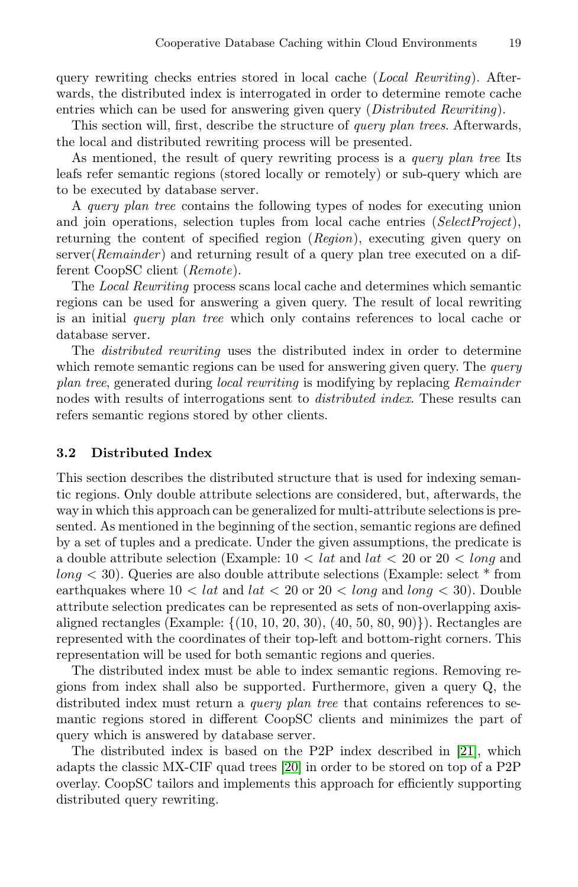query rewriting checks entries stored in local cache (*Local Rewriting*). Afterwards, the distributed index is interrogated in order to determine remote cache entries which can be used for answering given query (*Distributed Rewriting*).

This section will, first, describe the structure of *query plan trees*. Afterwards, the local and distributed rewriting process will be presented.

As mentioned, the result of query rewriting process is a *query plan tree* Its leafs refer semantic regions (stored locally or remotely) or sub-query which are to be executed by database server.

A *query plan tree* contains the following types of nodes for executing union and join operations, selection tuples from local cache entries (*SelectProject*), returning the content of specified region (*Region*), executing given query on server(*Remainder*) and returning result of a query plan tree executed on a different CoopSC client (*Remote*).

The *Local Rewriting* process scans local cache and determines which semantic regions can be used for answering a given query. The result of local rewriting is an initial *query plan tree* which only contains references to local cache or database server.

The *distributed rewriting* uses the distributed index in order to determine which remote semantic regions can be used for answering given query. The *query plan tree*, generated during *local rewriting* is modifying by replacing *Remainder* nodes with results of interrogations sent to *distributed index*. These results can refers semantic regions stored by other clients.

### 3.2 Distributed Index

This section describes the distributed structure that is used for indexing semantic regions. Only double attribute selections are considered, but, afterwards, the way in which this approach can be generalized for multi-attribute selections is presented. As mentioned in the beginning of the section, semantic regions are defined by a set of tuples and a predicate. Under the given assumptions, the predicate is a double attribute selection (Example: $10 < lat$ and $lat < 20$ or $20 < long$ and $long < 30$). Queries are also double attribute selections (Example: select * from earthquakes where $10 < lat$ and $lat < 20$ or $20 < long$ and $long < 30$). Double attribute selection predicates can be represented as sets of non-overlapping axis-aligned rectangles (Example: $\{(10, 10, 20, 30), (40, 50, 80, 90)\}$). Rectangles are represented with the coordinates of their top-left and bottom-right corners. This representation will be used for both semantic regions and queries.

The distributed index must be able to index semantic regions. Removing regions from index shall also be supported. Furthermore, given a query Q, the distributed index must return a *query plan tree* that contains references to semantic regions stored in different CoopSC clients and minimizes the part of query which is answered by database server.

The distributed index is based on the P2P index described in [21], which adapts the classic MX-CIF quad trees [20] in order to be stored on top of a P2P overlay. CoopSC tailors and implements this approach for efficiently supporting distributed query rewriting.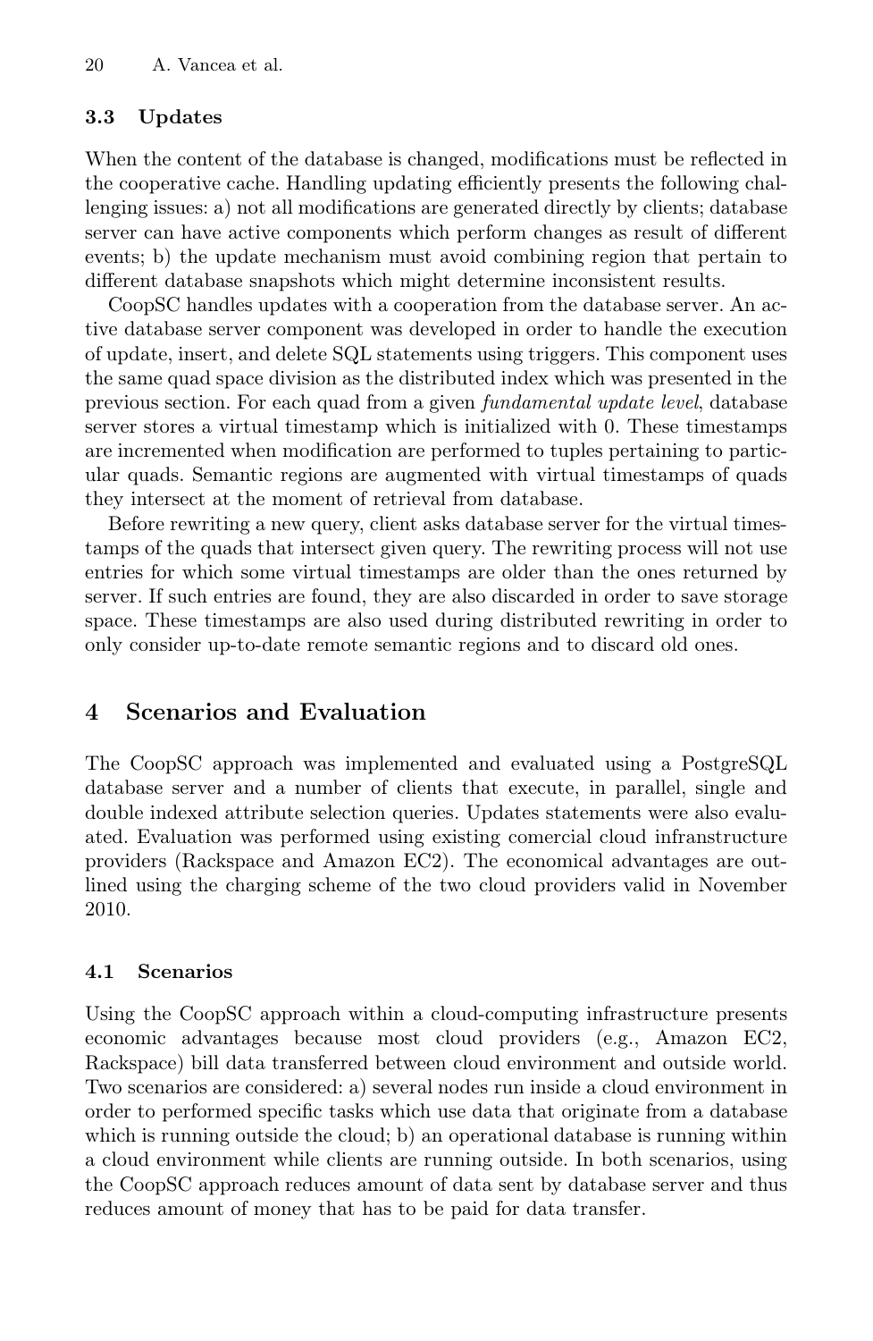### 3.3 Updates

When the content of the database is changed, modifications must be reflected in the cooperative cache. Handling updating efficiently presents the following challenging issues: a) not all modifications are generated directly by clients; database server can have active components which perform changes as result of different events; b) the update mechanism must avoid combining region that pertain to different database snapshots which might determine inconsistent results.

CoopSC handles updates with a cooperation from the database server. An active database server component was developed in order to handle the execution of update, insert, and delete SQL statements using triggers. This component uses the same quad space division as the distributed index which was presented in the previous section. For each quad from a given *fundamental update level*, database server stores a virtual timestamp which is initialized with 0. These timestamps are incremented when modification are performed to tuples pertaining to particular quads. Semantic regions are augmented with virtual timestamps of quads they intersect at the moment of retrieval from database.

Before rewriting a new query, client asks database server for the virtual timestamps of the quads that intersect given query. The rewriting process will not use entries for which some virtual timestamps are older than the ones returned by server. If such entries are found, they are also discarded in order to save storage space. These timestamps are also used during distributed rewriting in order to only consider up-to-date remote semantic regions and to discard old ones.

## 4 Scenarios and Evaluation

The CoopSC approach was implemented and evaluated using a PostgreSQL database server and a number of clients that execute, in parallel, single and double indexed attribute selection queries. Updates statements were also evaluated. Evaluation was performed using existing comercial cloud infranstructure providers (Rackspace and Amazon EC2). The economical advantages are outlined using the charging scheme of the two cloud providers valid in November 2010.

### 4.1 Scenarios

Using the CoopSC approach within a cloud-computing infrastructure presents economic advantages because most cloud providers (e.g., Amazon EC2, Rackspace) bill data transferred between cloud environment and outside world. Two scenarios are considered: a) several nodes run inside a cloud environment in order to performed specific tasks which use data that originate from a database which is running outside the cloud; b) an operational database is running within a cloud environment while clients are running outside. In both scenarios, using the CoopSC approach reduces amount of data sent by database server and thus reduces amount of money that has to be paid for data transfer.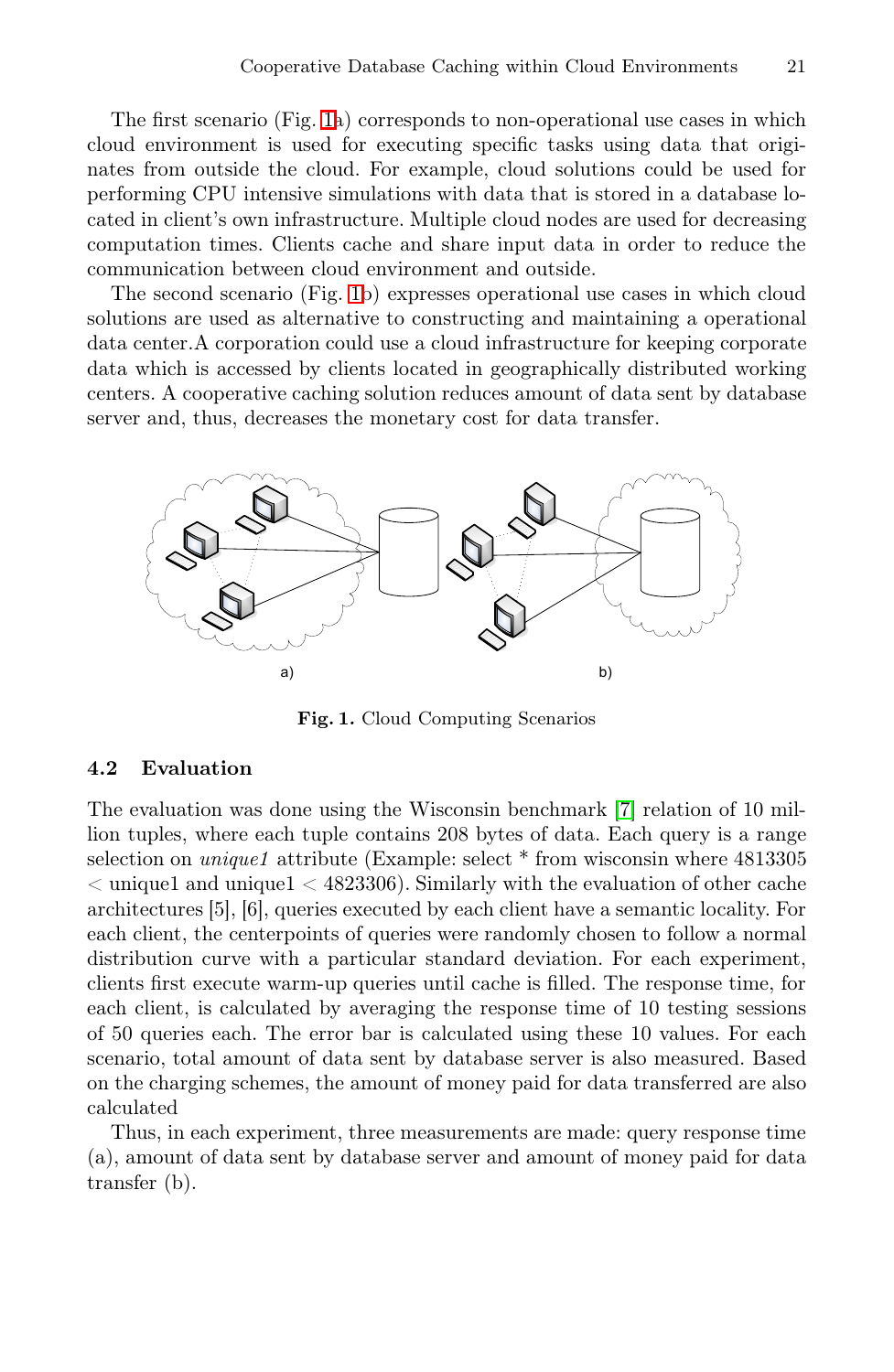The first scenario (Fig. 1a) corresponds to non-operational use cases in which cloud environment is used for executing specific tasks using data that originates from outside the cloud. For example, cloud solutions could be used for performing CPU intensive simulations with data that is stored in a database located in client's own infrastructure. Multiple cloud nodes are used for decreasing computation times. Clients cache and share input data in order to reduce the communication between cloud environment and outside.

The second scenario (Fig. 1b) expresses operational use cases in which cloud solutions are used as alternative to constructing and maintaining a operational data center.A corporation could use a cloud infrastructure for keeping corporate data which is accessed by clients located in geographically distributed working centers. A cooperative caching solution reduces amount of data sent by database server and, thus, decreases the monetary cost for data transfer.

a) b)

**Fig. 1.** Cloud Computing Scenarios

### 4.2 Evaluation

The evaluation was done using the Wisconsin benchmark [7] relation of 10 million tuples, where each tuple contains 208 bytes of data. Each query is a range selection on *unique1* attribute (Example: select * from wisconsin where 4813305 $<$ unique1 and unique1 $<$ 4823306). Similarly with the evaluation of other cache architectures [5], [6], queries executed by each client have a semantic locality. For each client, the centerpoints of queries were randomly chosen to follow a normal distribution curve with a particular standard deviation. For each experiment, clients first execute warm-up queries until cache is filled. The response time, for each client, is calculated by averaging the response time of 10 testing sessions of 50 queries each. The error bar is calculated using these 10 values. For each scenario, total amount of data sent by database server is also measured. Based on the charging schemes, the amount of money paid for data transferred are also calculated

Thus, in each experiment, three measurements are made: query response time (a), amount of data sent by database server and amount of money paid for data transfer (b).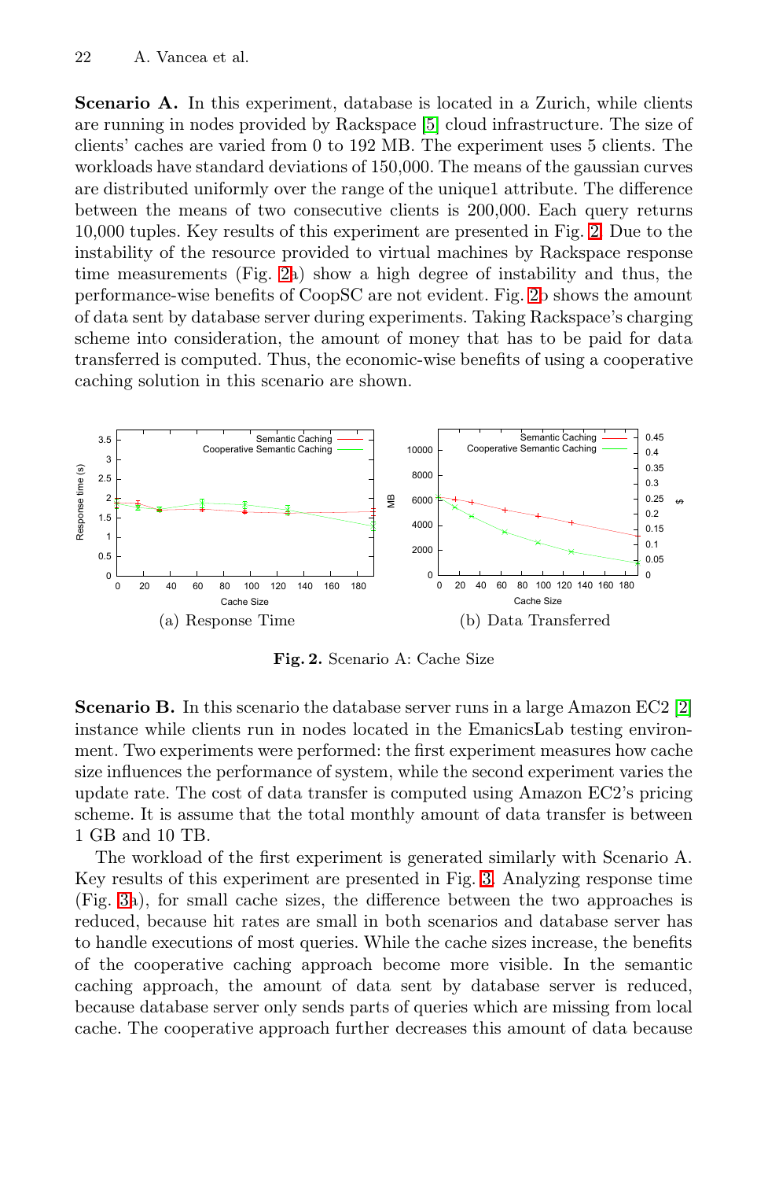**Scenario A.** In this experiment, database is located in a Zurich, while clients are running in nodes provided by Rackspace [5] cloud infrastructure. The size of clients' caches are varied from 0 to 192 MB. The experiment uses 5 clients. The workloads have standard deviations of 150,000. The means of the gaussian curves are distributed uniformly over the range of the unique1 attribute. The difference between the means of two consecutive clients is 200,000. Each query returns 10,000 tuples. Key results of this experiment are presented in Fig. 2. Due to the instability of the resource provided to virtual machines by Rackspace response time measurements (Fig. 2a) show a high degree of instability and thus, the performance-wise benefits of CoopSC are not evident. Fig. 2b shows the amount of data sent by database server during experiments. Taking Rackspace's charging scheme into consideration, the amount of money that has to be paid for data transferred is computed. Thus, the economic-wise benefits of using a cooperative caching solution in this scenario are shown.

(a) Response Time

(b) Data Transferred

**Fig. 2.** Scenario A: Cache Size

**Scenario B.** In this scenario the database server runs in a large Amazon EC2 [2] instance while clients run in nodes located in the EmanicsLab testing environment. Two experiments were performed: the first experiment measures how cache size influences the performance of system, while the second experiment varies the update rate. The cost of data transfer is computed using Amazon EC2's pricing scheme. It is assume that the total monthly amount of data transfer is between 1 GB and 10 TB.

The workload of the first experiment is generated similarly with Scenario A. Key results of this experiment are presented in Fig. 3. Analyzing response time (Fig. 3a), for small cache sizes, the difference between the two approaches is reduced, because hit rates are small in both scenarios and database server has to handle executions of most queries. While the cache sizes increase, the benefits of the cooperative caching approach become more visible. In the semantic caching approach, the amount of data sent by database server is reduced, because database server only sends parts of queries which are missing from local cache. The cooperative approach further decreases this amount of data because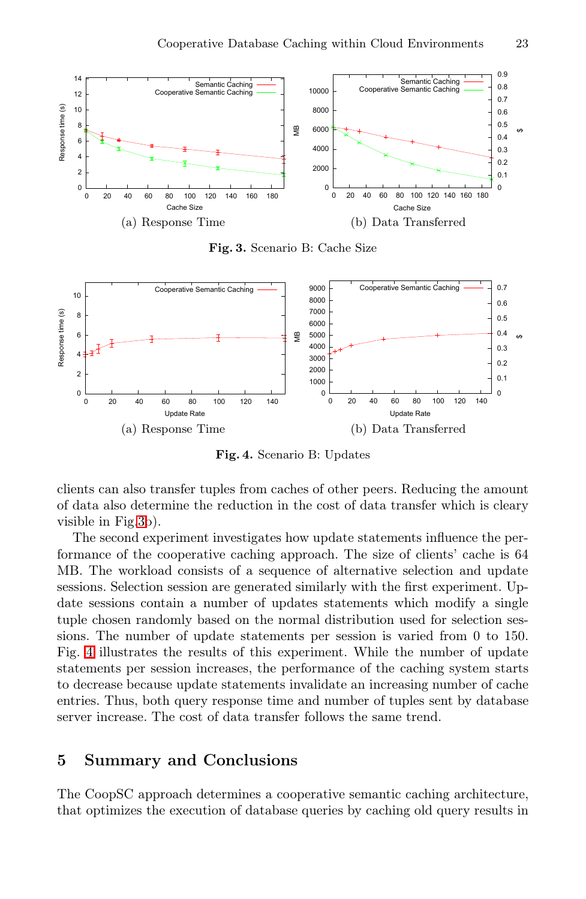(a) Response Time

(b) Data Transferred

**Fig. 3.** Scenario B: Cache Size

(a) Response Time

(b) Data Transferred

**Fig. 4.** Scenario B: Updates

clients can also transfer tuples from caches of other peers. Reducing the amount of data also determine the reduction in the cost of data transfer which is cleary visible in Fig.3b).

The second experiment investigates how update statements influence the performance of the cooperative caching approach. The size of clients' cache is 64 MB. The workload consists of a sequence of alternative selection and update sessions. Selection session are generated similarly with the first experiment. Update sessions contain a number of updates statements which modify a single tuple chosen randomly based on the normal distribution used for selection sessions. The number of update statements per session is varied from 0 to 150. Fig. 4 illustrates the results of this experiment. While the number of update statements per session increases, the performance of the caching system starts to decrease because update statements invalidate an increasing number of cache entries. Thus, both query response time and number of tuples sent by database server increase. The cost of data transfer follows the same trend.

## 5 Summary and Conclusions

The CoopSC approach determines a cooperative semantic caching architecture, that optimizes the execution of database queries by caching old query results in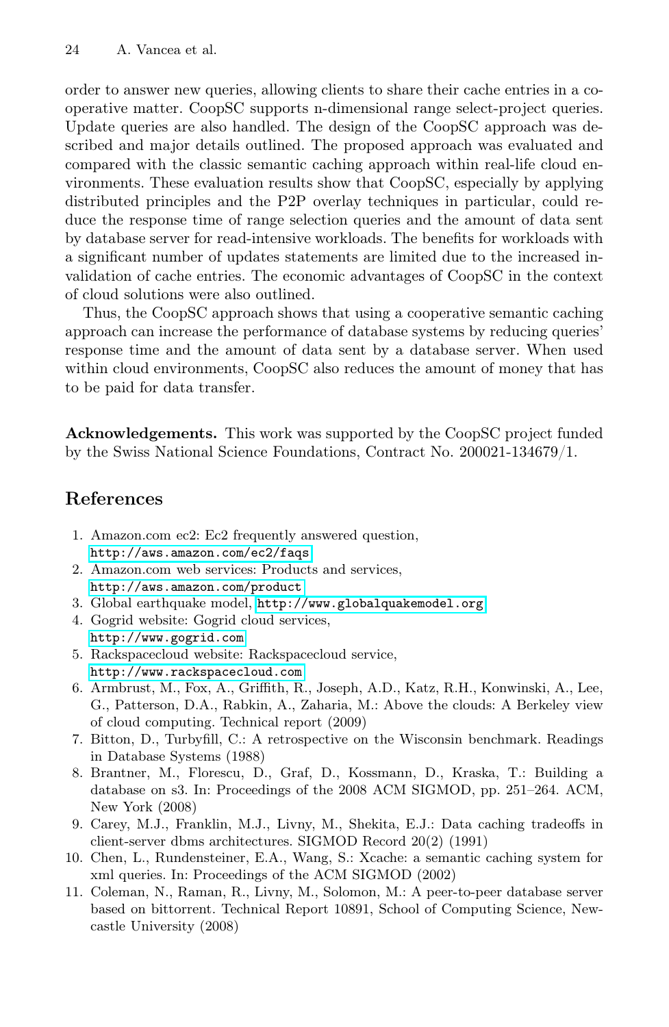order to answer new queries, allowing clients to share their cache entries in a cooperative matter. CoopSC supports n-dimensional range select-project queries. Update queries are also handled. The design of the CoopSC approach was described and major details outlined. The proposed approach was evaluated and compared with the classic semantic caching approach within real-life cloud environments. These evaluation results show that CoopSC, especially by applying distributed principles and the P2P overlay techniques in particular, could reduce the response time of range selection queries and the amount of data sent by database server for read-intensive workloads. The benefits for workloads with a significant number of updates statements are limited due to the increased invalidation of cache entries. The economic advantages of CoopSC in the context of cloud solutions were also outlined.

Thus, the CoopSC approach shows that using a cooperative semantic caching approach can increase the performance of database systems by reducing queries' response time and the amount of data sent by a database server. When used within cloud environments, CoopSC also reduces the amount of money that has to be paid for data transfer.

**Acknowledgements.** This work was supported by the CoopSC project funded by the Swiss National Science Foundations, Contract No. 200021-134679/1.

## References

1. Amazon.com ec2: Ec2 frequently answered question, http://aws.amazon.com/ec2/faqs
2. Amazon.com web services: Products and services, http://aws.amazon.com/product
3. Global earthquake model, http://www.globalquakemodel.org
4. Gogrid website: Gogrid cloud services, http://www.gogrid.com
5. Rackspacecloud website: Rackspacecloud service, http://www.rackspacecloud.com
6. Armbrust, M., Fox, A., Griffith, R., Joseph, A.D., Katz, R.H., Konwinski, A., Lee, G., Patterson, D.A., Rabkin, A., Zaharia, M.: Above the clouds: A Berkeley view of cloud computing. Technical report (2009)
7. Bitton, D., Turbyfill, C.: A retrospective on the Wisconsin benchmark. Readings in Database Systems (1988)
8. Brantner, M., Florescu, D., Graf, D., Kossmann, D., Kraska, T.: Building a database on s3. In: Proceedings of the 2008 ACM SIGMOD, pp. 251–264. ACM, New York (2008)
9. Carey, M.J., Franklin, M.J., Livny, M., Shekita, E.J.: Data caching tradeoffs in client-server dbms architectures. SIGMOD Record 20(2) (1991)
10. Chen, L., Rundensteiner, E.A., Wang, S.: Xcache: a semantic caching system for xml queries. In: Proceedings of the ACM SIGMOD (2002)
11. Coleman, N., Raman, R., Livny, M., Solomon, M.: A peer-to-peer database server based on bittorrent. Technical Report 10891, School of Computing Science, Newcastle University (2008)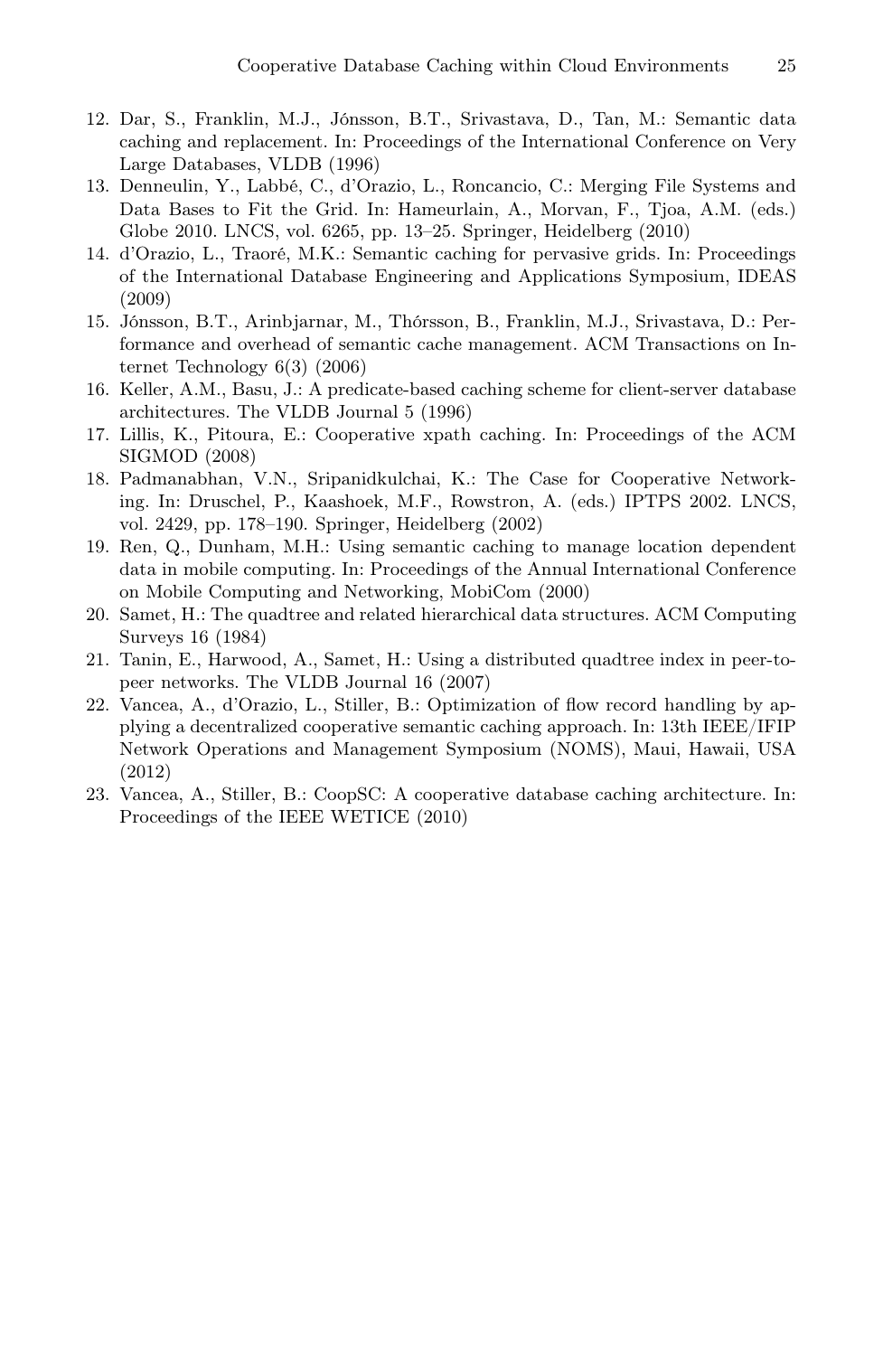12. Dar, S., Franklin, M.J., Jónsson, B.T., Srivastava, D., Tan, M.: Semantic data caching and replacement. In: Proceedings of the International Conference on Very Large Databases, VLDB (1996)
13. Denneulin, Y., Labbé, C., d'Orazio, L., Roncancio, C.: Merging File Systems and Data Bases to Fit the Grid. In: Hameurlain, A., Morvan, F., Tjoa, A.M. (eds.) Globe 2010. LNCS, vol. 6265, pp. 13–25. Springer, Heidelberg (2010)
14. d'Orazio, L., Traoré, M.K.: Semantic caching for pervasive grids. In: Proceedings of the International Database Engineering and Applications Symposium, IDEAS (2009)
15. Jónsson, B.T., Arinbjarnar, M., Thórsson, B., Franklin, M.J., Srivastava, D.: Performance and overhead of semantic cache management. ACM Transactions on Internet Technology 6(3) (2006)
16. Keller, A.M., Basu, J.: A predicate-based caching scheme for client-server database architectures. The VLDB Journal 5 (1996)
17. Lillis, K., Pitoura, E.: Cooperative xpath caching. In: Proceedings of the ACM SIGMOD (2008)
18. Padmanabhan, V.N., Sripanidkulchai, K.: The Case for Cooperative Networking. In: Druschel, P., Kaashoek, M.F., Rowstron, A. (eds.) IPTPS 2002. LNCS, vol. 2429, pp. 178–190. Springer, Heidelberg (2002)
19. Ren, Q., Dunham, M.H.: Using semantic caching to manage location dependent data in mobile computing. In: Proceedings of the Annual International Conference on Mobile Computing and Networking, MobiCom (2000)
20. Samet, H.: The quadtree and related hierarchical data structures. ACM Computing Surveys 16 (1984)
21. Tanin, E., Harwood, A., Samet, H.: Using a distributed quadtree index in peer-to-peer networks. The VLDB Journal 16 (2007)
22. Vancea, A., d'Orazio, L., Stiller, B.: Optimization of flow record handling by applying a decentralized cooperative semantic caching approach. In: 13th IEEE/IFIP Network Operations and Management Symposium (NOMS), Maui, Hawaii, USA (2012)
23. Vancea, A., Stiller, B.: CoopSC: A cooperative database caching architecture. In: Proceedings of the IEEE WETICE (2010)